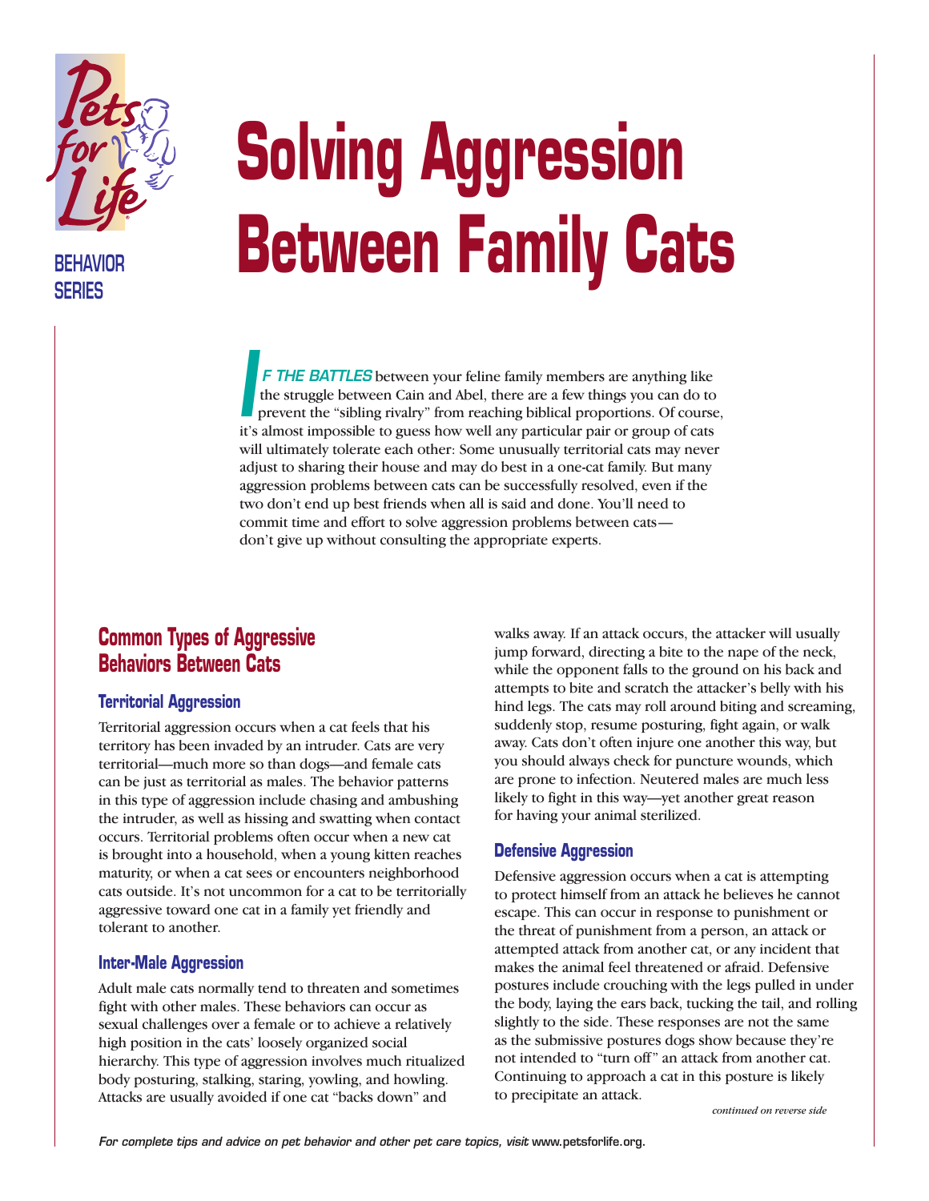BEHAVIOR SERIES

# Solving Aggression Between Family Cats

**IF THE BATTLES** between your feline family members are anything like the struggle between Cain and Abel, there are a few things you can do to prevent the "sibling rivalry" from reaching biblical proportions. Of course, it's almost impossible to guess how well any particular pair or group of cats will ultimately tolerate each other: Some unusually territorial cats may never adjust to sharing their house and may do best in a one-cat family. But many aggression problems between cats can be successfully resolved, even if the two don't end up best friends when all is said and done. You'll need to commit time and effort to solve aggression problems between cats—don't give up without consulting the appropriate experts.

## Common Types of Aggressive Behaviors Between Cats

### Territorial Aggression

Territorial aggression occurs when a cat feels that his territory has been invaded by an intruder. Cats are very territorial—much more so than dogs—and female cats can be just as territorial as males. The behavior patterns in this type of aggression include chasing and ambushing the intruder, as well as hissing and swatting when contact occurs. Territorial problems often occur when a new cat is brought into a household, when a young kitten reaches maturity, or when a cat sees or encounters neighborhood cats outside. It's not uncommon for a cat to be territorially aggressive toward one cat in a family yet friendly and tolerant to another.

### Inter-Male Aggression

Adult male cats normally tend to threaten and sometimes fight with other males. These behaviors can occur as sexual challenges over a female or to achieve a relatively high position in the cats' loosely organized social hierarchy. This type of aggression involves much ritualized body posturing, stalking, staring, yowling, and howling. Attacks are usually avoided if one cat "backs down" and walks away. If an attack occurs, the attacker will usually jump forward, directing a bite to the nape of the neck, while the opponent falls to the ground on his back and attempts to bite and scratch the attacker's belly with his hind legs. The cats may roll around biting and screaming, suddenly stop, resume posturing, fight again, or walk away. Cats don't often injure one another this way, but you should always check for puncture wounds, which are prone to infection. Neutered males are much less likely to fight in this way—yet another great reason for having your animal sterilized.

### Defensive Aggression

Defensive aggression occurs when a cat is attempting to protect himself from an attack he believes he cannot escape. This can occur in response to punishment or the threat of punishment from a person, an attack or attempted attack from another cat, or any incident that makes the animal feel threatened or afraid. Defensive postures include crouching with the legs pulled in under the body, laying the ears back, tucking the tail, and rolling slightly to the side. These responses are not the same as the submissive postures dogs show because they're not intended to "turn off" an attack from another cat. Continuing to approach a cat in this posture is likely to precipitate an attack.

*continued on reverse side*

*For complete tips and advice on pet behavior and other pet care topics, visit* www.petsforlife.org.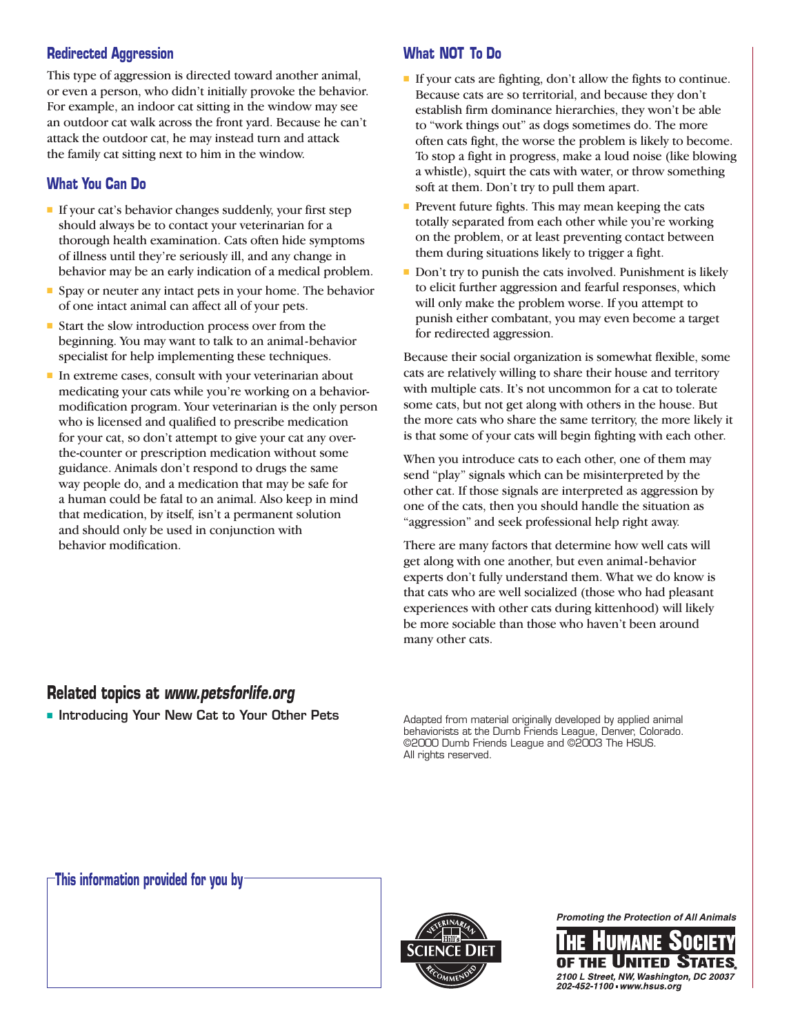## Redirected Aggression

This type of aggression is directed toward another animal, or even a person, who didn't initially provoke the behavior. For example, an indoor cat sitting in the window may see an outdoor cat walk across the front yard. Because he can't attack the outdoor cat, he may instead turn and attack the family cat sitting next to him in the window.

## What You Can Do

- If your cat's behavior changes suddenly, your first step should always be to contact your veterinarian for a thorough health examination. Cats often hide symptoms of illness until they're seriously ill, and any change in behavior may be an early indication of a medical problem.
- Spay or neuter any intact pets in your home. The behavior of one intact animal can affect all of your pets.
- Start the slow introduction process over from the beginning. You may want to talk to an animal-behavior specialist for help implementing these techniques.
- In extreme cases, consult with your veterinarian about medicating your cats while you're working on a behavior-modification program. Your veterinarian is the only person who is licensed and qualified to prescribe medication for your cat, so don't attempt to give your cat any over-the-counter or prescription medication without some guidance. Animals don't respond to drugs the same way people do, and a medication that may be safe for a human could be fatal to an animal. Also keep in mind that medication, by itself, isn't a permanent solution and should only be used in conjunction with behavior modification.

## What NOT To Do

- If your cats are fighting, don't allow the fights to continue. Because cats are so territorial, and because they don't establish firm dominance hierarchies, they won't be able to "work things out" as dogs sometimes do. The more often cats fight, the worse the problem is likely to become. To stop a fight in progress, make a loud noise (like blowing a whistle), squirt the cats with water, or throw something soft at them. Don't try to pull them apart.
- Prevent future fights. This may mean keeping the cats totally separated from each other while you're working on the problem, or at least preventing contact between them during situations likely to trigger a fight.
- Don't try to punish the cats involved. Punishment is likely to elicit further aggression and fearful responses, which will only make the problem worse. If you attempt to punish either combatant, you may even become a target for redirected aggression.

Because their social organization is somewhat flexible, some cats are relatively willing to share their house and territory with multiple cats. It's not uncommon for a cat to tolerate some cats, but not get along with others in the house. But the more cats who share the same territory, the more likely it is that some of your cats will begin fighting with each other.

When you introduce cats to each other, one of them may send "play" signals which can be misinterpreted by the other cat. If those signals are interpreted as aggression by one of the cats, then you should handle the situation as "aggression" and seek professional help right away.

There are many factors that determine how well cats will get along with one another, but even animal-behavior experts don't fully understand them. What we do know is that cats who are well socialized (those who had pleasant experiences with other cats during kittenhood) will likely be more sociable than those who haven't been around many other cats.

## Related topics at *www.petsforlife.org*

- Introducing Your New Cat to Your Other Pets

Adapted from material originally developed by applied animal behaviorists at the Dumb Friends League, Denver, Colorado. ©2000 Dumb Friends League and ©2003 The HSUS. All rights reserved.

**This information provided for you by**

Veterinarian Recommended Hill's Science Diet

*Promoting the Protection of All Animals*

**The Humane Society of the United States**

*2100 L Street, NW, Washington, DC 20037*
*202-452-1100 • www.hsus.org*